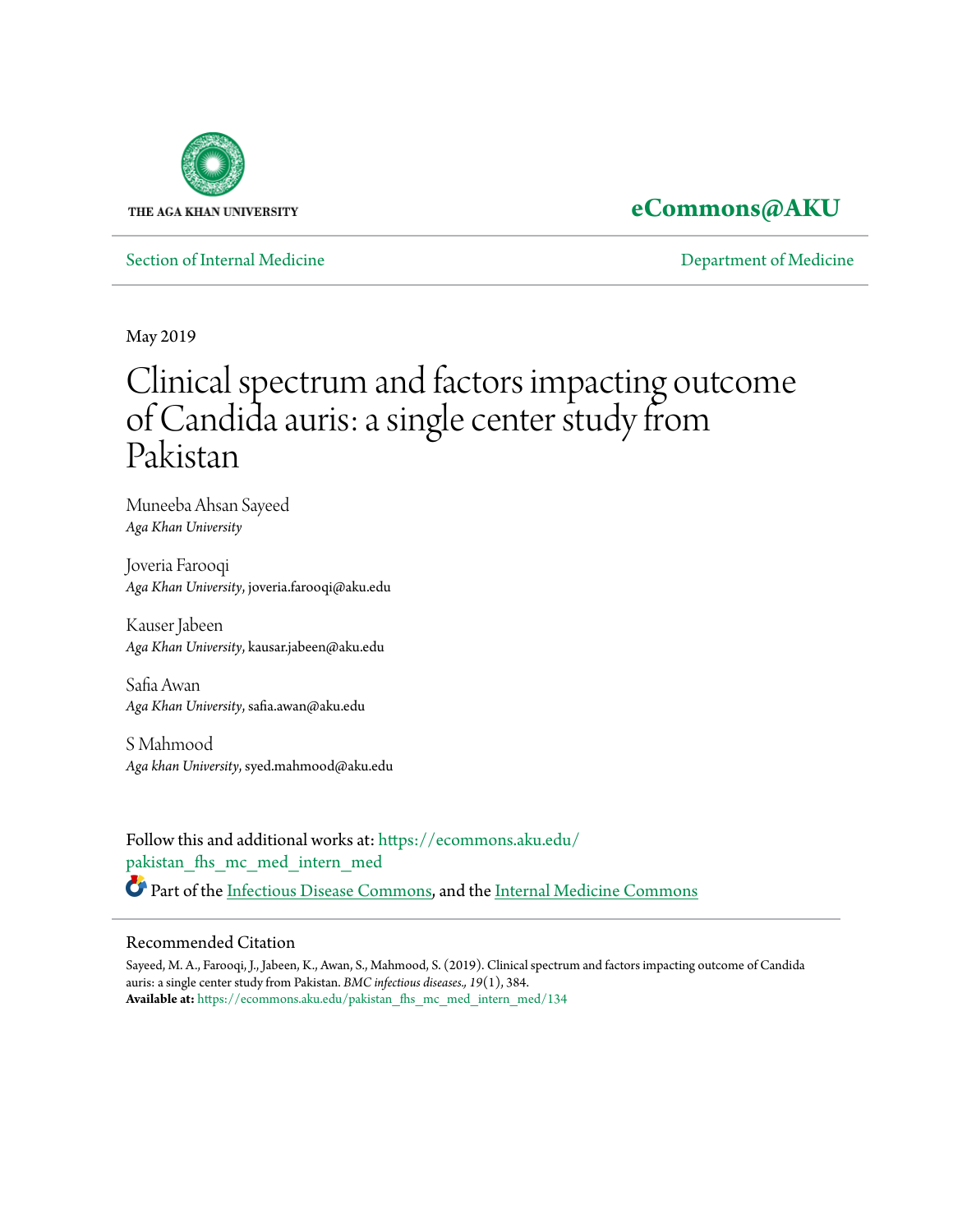THE AGA KHAN UNIVERSITY

**eCommons@AKU**

Section of Internal Medicine | Department of Medicine

May 2019

# Clinical spectrum and factors impacting outcome of Candida auris: a single center study from Pakistan

Muneeba Ahsan Sayeed
*Aga Khan University*

Joveria Farooqi
*Aga Khan University*, joveria.farooqi@aku.edu

Kauser Jabeen
*Aga Khan University*, kausar.jabeen@aku.edu

Safia Awan
*Aga Khan University*, safia.awan@aku.edu

S Mahmood
*Aga khan University*, syed.mahmood@aku.edu

Follow this and additional works at: https://ecommons.aku.edu/pakistan_fhs_mc_med_intern_med

Part of the Infectious Disease Commons, and the Internal Medicine Commons

## Recommended Citation

Sayeed, M. A., Farooqi, J., Jabeen, K., Awan, S., Mahmood, S. (2019). Clinical spectrum and factors impacting outcome of Candida auris: a single center study from Pakistan. *BMC infectious diseases., 19*(1), 384.
**Available at:** https://ecommons.aku.edu/pakistan_fhs_mc_med_intern_med/134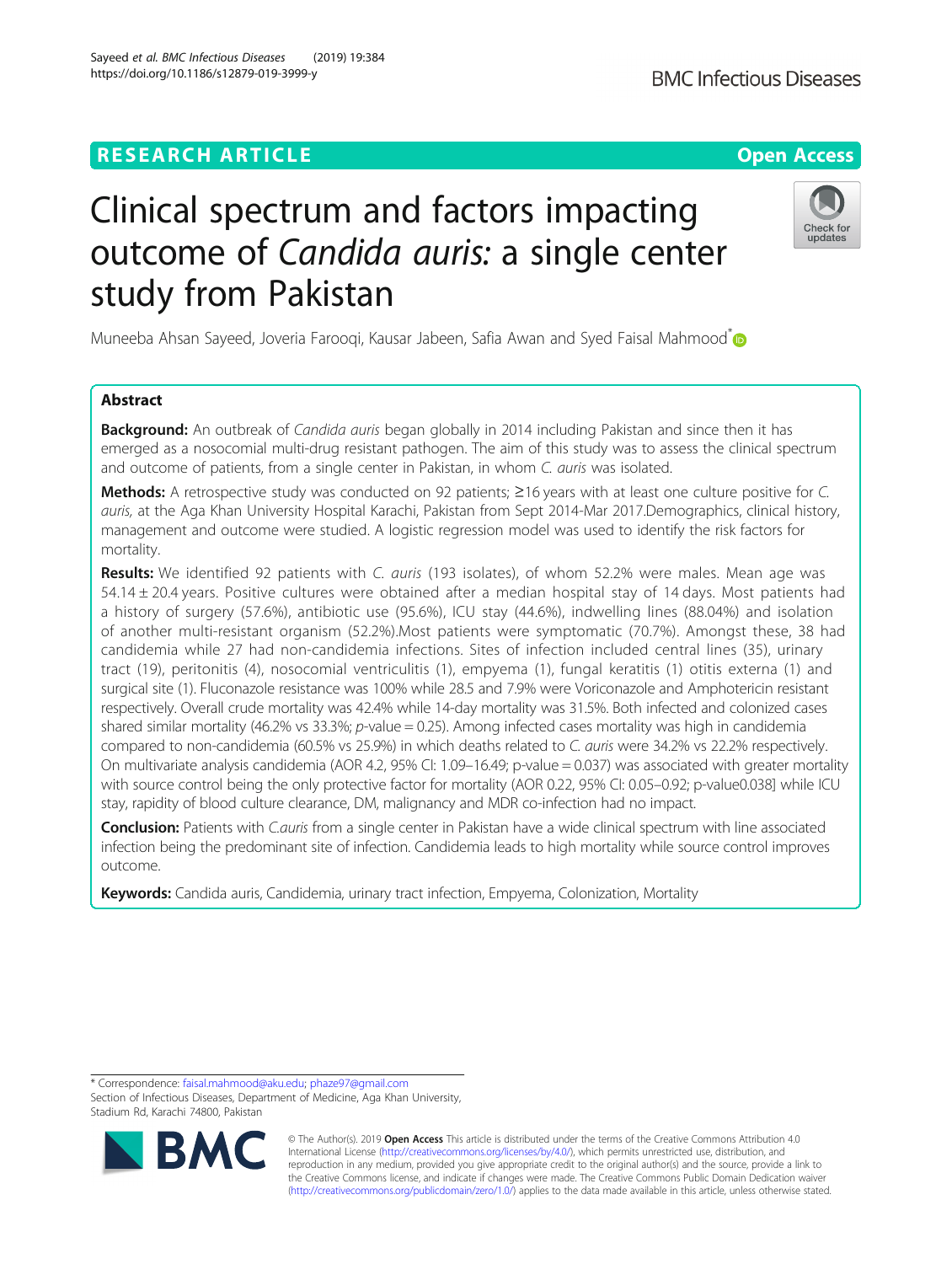# Clinical spectrum and factors impacting outcome of *Candida auris*: a single center study from Pakistan

Muneeba Ahsan Sayeed, Joveria Farooqi, Kausar Jabeen, Safia Awan and Syed Faisal Mahmood*

## Abstract

**Background:** An outbreak of *Candida auris* began globally in 2014 including Pakistan and since then it has emerged as a nosocomial multi-drug resistant pathogen. The aim of this study was to assess the clinical spectrum and outcome of patients, from a single center in Pakistan, in whom *C. auris* was isolated.

**Methods:** A retrospective study was conducted on 92 patients; ≥16 years with at least one culture positive for *C. auris,* at the Aga Khan University Hospital Karachi, Pakistan from Sept 2014-Mar 2017.Demographics, clinical history, management and outcome were studied. A logistic regression model was used to identify the risk factors for mortality.

**Results:** We identified 92 patients with *C. auris* (193 isolates), of whom 52.2% were males. Mean age was 54.14 ± 20.4 years. Positive cultures were obtained after a median hospital stay of 14 days. Most patients had a history of surgery (57.6%), antibiotic use (95.6%), ICU stay (44.6%), indwelling lines (88.04%) and isolation of another multi-resistant organism (52.2%).Most patients were symptomatic (70.7%). Amongst these, 38 had candidemia while 27 had non-candidemia infections. Sites of infection included central lines (35), urinary tract (19), peritonitis (4), nosocomial ventriculitis (1), empyema (1), fungal keratitis (1) otitis externa (1) and surgical site (1). Fluconazole resistance was 100% while 28.5 and 7.9% were Voriconazole and Amphotericin resistant respectively. Overall crude mortality was 42.4% while 14-day mortality was 31.5%. Both infected and colonized cases shared similar mortality (46.2% vs 33.3%; *p*-value = 0.25). Among infected cases mortality was high in candidemia compared to non-candidemia (60.5% vs 25.9%) in which deaths related to *C. auris* were 34.2% vs 22.2% respectively. On multivariate analysis candidemia (AOR 4.2, 95% CI: 1.09–16.49; p-value = 0.037) was associated with greater mortality with source control being the only protective factor for mortality (AOR 0.22, 95% CI: 0.05–0.92; p-value0.038] while ICU stay, rapidity of blood culture clearance, DM, malignancy and MDR co-infection had no impact.

**Conclusion:** Patients with *C.auris* from a single center in Pakistan have a wide clinical spectrum with line associated infection being the predominant site of infection. Candidemia leads to high mortality while source control improves outcome.

**Keywords:** Candida auris, Candidemia, urinary tract infection, Empyema, Colonization, Mortality

\* Correspondence: faisal.mahmood@aku.edu; phaze97@gmail.com
Section of Infectious Diseases, Department of Medicine, Aga Khan University, Stadium Rd, Karachi 74800, Pakistan

© The Author(s). 2019 **Open Access** This article is distributed under the terms of the Creative Commons Attribution 4.0 International License (http://creativecommons.org/licenses/by/4.0/), which permits unrestricted use, distribution, and reproduction in any medium, provided you give appropriate credit to the original author(s) and the source, provide a link to the Creative Commons license, and indicate if changes were made. The Creative Commons Public Domain Dedication waiver (http://creativecommons.org/publicdomain/zero/1.0/) applies to the data made available in this article, unless otherwise stated.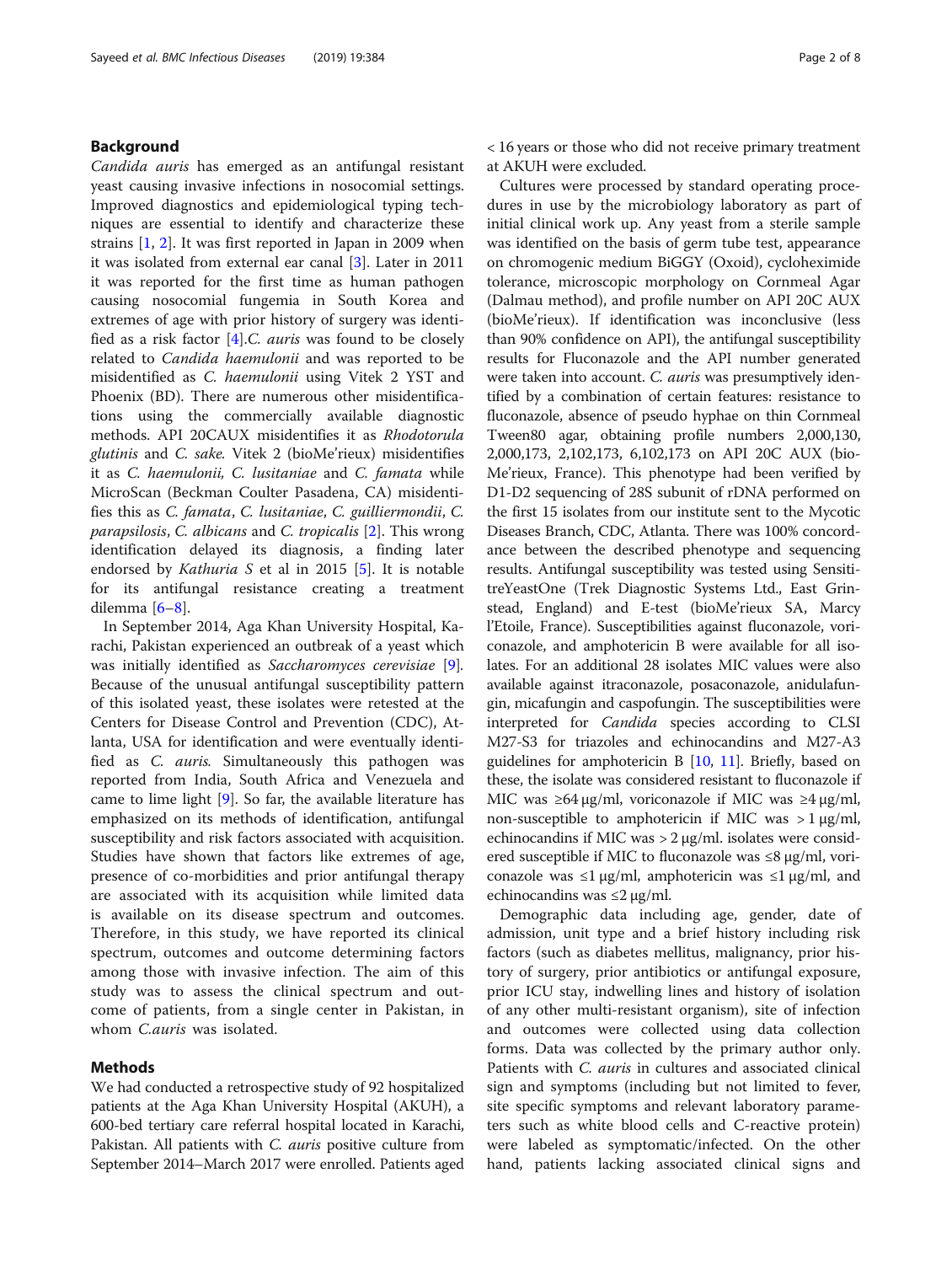## Background

*Candida auris* has emerged as an antifungal resistant yeast causing invasive infections in nosocomial settings. Improved diagnostics and epidemiological typing techniques are essential to identify and characterize these strains [1, 2]. It was first reported in Japan in 2009 when it was isolated from external ear canal [3]. Later in 2011 it was reported for the first time as human pathogen causing nosocomial fungemia in South Korea and extremes of age with prior history of surgery was identified as a risk factor [4].*C. auris* was found to be closely related to *Candida haemulonii* and was reported to be misidentified as *C. haemulonii* using Vitek 2 YST and Phoenix (BD). There are numerous other misidentifications using the commercially available diagnostic methods. API 20CAUX misidentifies it as *Rhodotorula glutinis* and *C. sake*. Vitek 2 (bioMe'rieux) misidentifies it as *C. haemulonii, C. lusitaniae* and *C. famata* while MicroScan (Beckman Coulter Pasadena, CA) misidentifies this as *C. famata*, *C. lusitaniae*, *C. guilliermondii*, *C. parapsilosis*, *C. albicans* and *C. tropicalis* [2]. This wrong identification delayed its diagnosis, a finding later endorsed by *Kathuria S* et al in 2015 [5]. It is notable for its antifungal resistance creating a treatment dilemma [6–8].

In September 2014, Aga Khan University Hospital, Karachi, Pakistan experienced an outbreak of a yeast which was initially identified as *Saccharomyces cerevisiae* [9]. Because of the unusual antifungal susceptibility pattern of this isolated yeast, these isolates were retested at the Centers for Disease Control and Prevention (CDC), Atlanta, USA for identification and were eventually identified as *C. auris*. Simultaneously this pathogen was reported from India, South Africa and Venezuela and came to lime light [9]. So far, the available literature has emphasized on its methods of identification, antifungal susceptibility and risk factors associated with acquisition. Studies have shown that factors like extremes of age, presence of co-morbidities and prior antifungal therapy are associated with its acquisition while limited data is available on its disease spectrum and outcomes. Therefore, in this study, we have reported its clinical spectrum, outcomes and outcome determining factors among those with invasive infection. The aim of this study was to assess the clinical spectrum and outcome of patients, from a single center in Pakistan, in whom *C.auris* was isolated.

## Methods

We had conducted a retrospective study of 92 hospitalized patients at the Aga Khan University Hospital (AKUH), a 600-bed tertiary care referral hospital located in Karachi, Pakistan. All patients with *C. auris* positive culture from September 2014–March 2017 were enrolled. Patients aged < 16 years or those who did not receive primary treatment at AKUH were excluded.

Cultures were processed by standard operating procedures in use by the microbiology laboratory as part of initial clinical work up. Any yeast from a sterile sample was identified on the basis of germ tube test, appearance on chromogenic medium BiGGY (Oxoid), cycloheximide tolerance, microscopic morphology on Cornmeal Agar (Dalmau method), and profile number on API 20C AUX (bioMe'rieux). If identification was inconclusive (less than 90% confidence on API), the antifungal susceptibility results for Fluconazole and the API number generated were taken into account. *C. auris* was presumptively identified by a combination of certain features: resistance to fluconazole, absence of pseudo hyphae on thin Cornmeal Tween80 agar, obtaining profile numbers 2,000,130, 2,000,173, 2,102,173, 6,102,173 on API 20C AUX (bioMe'rieux, France). This phenotype had been verified by D1-D2 sequencing of 28S subunit of rDNA performed on the first 15 isolates from our institute sent to the Mycotic Diseases Branch, CDC, Atlanta. There was 100% concordance between the described phenotype and sequencing results. Antifungal susceptibility was tested using SensititreYeastOne (Trek Diagnostic Systems Ltd., East Grinstead, England) and E-test (bioMe'rieux SA, Marcy l'Etoile, France). Susceptibilities against fluconazole, voriconazole, and amphotericin B were available for all isolates. For an additional 28 isolates MIC values were also available against itraconazole, posaconazole, anidulafungin, micafungin and caspofungin. The susceptibilities were interpreted for *Candida* species according to CLSI M27-S3 for triazoles and echinocandins and M27-A3 guidelines for amphotericin B [10, 11]. Briefly, based on these, the isolate was considered resistant to fluconazole if MIC was ≥64 μg/ml, voriconazole if MIC was ≥4 μg/ml, non-susceptible to amphotericin if MIC was > 1 μg/ml, echinocandins if MIC was > 2 μg/ml. isolates were considered susceptible if MIC to fluconazole was ≤8 μg/ml, voriconazole was ≤1 μg/ml, amphotericin was ≤1 μg/ml, and echinocandins was ≤2 μg/ml.

Demographic data including age, gender, date of admission, unit type and a brief history including risk factors (such as diabetes mellitus, malignancy, prior history of surgery, prior antibiotics or antifungal exposure, prior ICU stay, indwelling lines and history of isolation of any other multi-resistant organism), site of infection and outcomes were collected using data collection forms. Data was collected by the primary author only. Patients with *C. auris* in cultures and associated clinical sign and symptoms (including but not limited to fever, site specific symptoms and relevant laboratory parameters such as white blood cells and C-reactive protein) were labeled as symptomatic/infected. On the other hand, patients lacking associated clinical signs and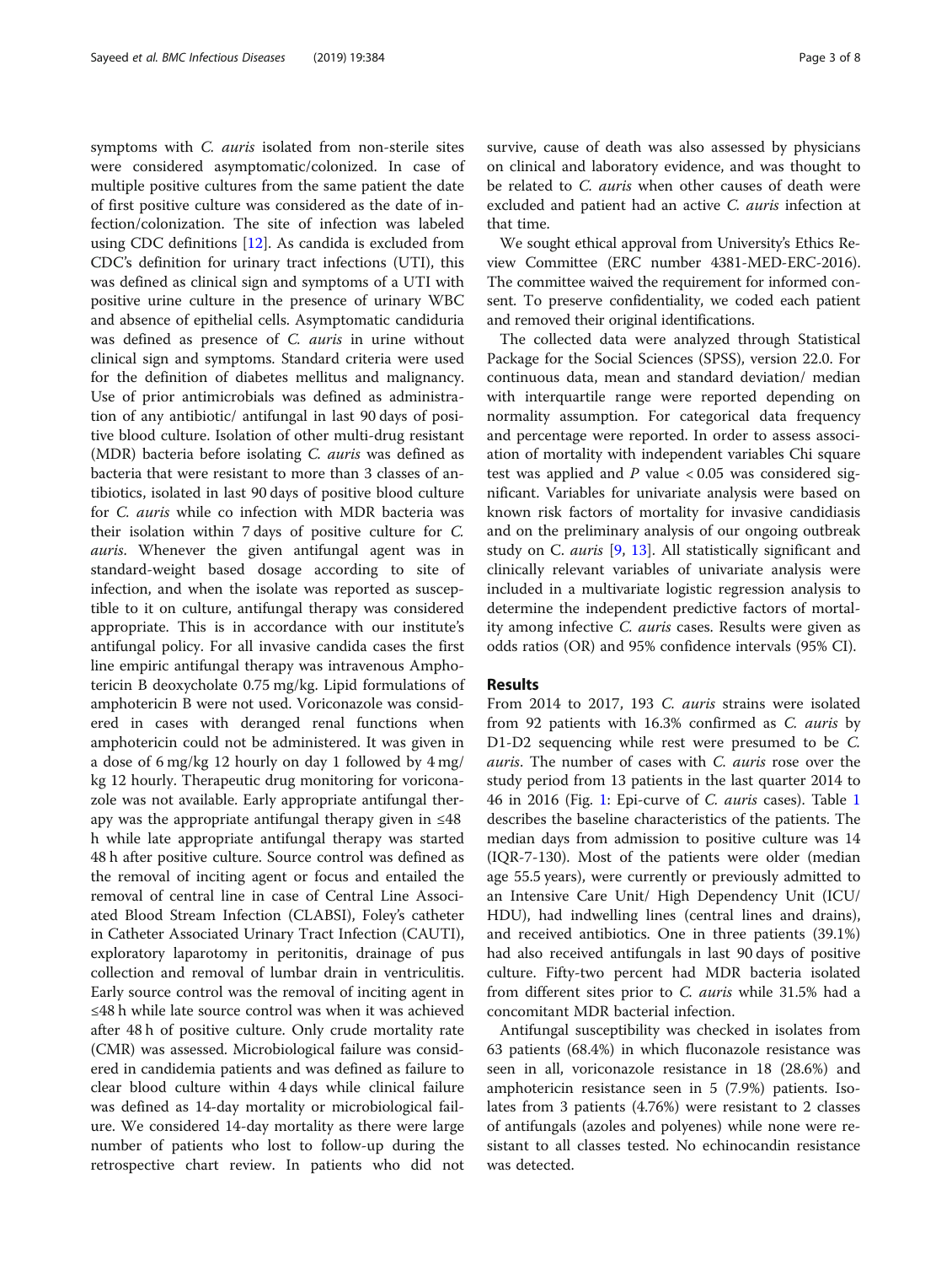symptoms with *C. auris* isolated from non-sterile sites were considered asymptomatic/colonized. In case of multiple positive cultures from the same patient the date of first positive culture was considered as the date of infection/colonization. The site of infection was labeled using CDC definitions [12]. As candida is excluded from CDC's definition for urinary tract infections (UTI), this was defined as clinical sign and symptoms of a UTI with positive urine culture in the presence of urinary WBC and absence of epithelial cells. Asymptomatic candiduria was defined as presence of *C. auris* in urine without clinical sign and symptoms. Standard criteria were used for the definition of diabetes mellitus and malignancy. Use of prior antimicrobials was defined as administration of any antibiotic/ antifungal in last 90 days of positive blood culture. Isolation of other multi-drug resistant (MDR) bacteria before isolating *C. auris* was defined as bacteria that were resistant to more than 3 classes of antibiotics, isolated in last 90 days of positive blood culture for *C. auris* while co infection with MDR bacteria was their isolation within 7 days of positive culture for *C. auris*. Whenever the given antifungal agent was in standard-weight based dosage according to site of infection, and when the isolate was reported as susceptible to it on culture, antifungal therapy was considered appropriate. This is in accordance with our institute's antifungal policy. For all invasive candida cases the first line empiric antifungal therapy was intravenous Amphotericin B deoxycholate 0.75 mg/kg. Lipid formulations of amphotericin B were not used. Voriconazole was considered in cases with deranged renal functions when amphotericin could not be administered. It was given in a dose of 6 mg/kg 12 hourly on day 1 followed by 4 mg/kg 12 hourly. Therapeutic drug monitoring for voriconazole was not available. Early appropriate antifungal therapy was the appropriate antifungal therapy given in ≤48 h while late appropriate antifungal therapy was started 48 h after positive culture. Source control was defined as the removal of inciting agent or focus and entailed the removal of central line in case of Central Line Associated Blood Stream Infection (CLABSI), Foley's catheter in Catheter Associated Urinary Tract Infection (CAUTI), exploratory laparotomy in peritonitis, drainage of pus collection and removal of lumbar drain in ventriculitis. Early source control was the removal of inciting agent in ≤48 h while late source control was when it was achieved after 48 h of positive culture. Only crude mortality rate (CMR) was assessed. Microbiological failure was considered in candidemia patients and was defined as failure to clear blood culture within 4 days while clinical failure was defined as 14-day mortality or microbiological failure. We considered 14-day mortality as there were large number of patients who lost to follow-up during the retrospective chart review. In patients who did not survive, cause of death was also assessed by physicians on clinical and laboratory evidence, and was thought to be related to *C. auris* when other causes of death were excluded and patient had an active *C. auris* infection at that time.

We sought ethical approval from University's Ethics Review Committee (ERC number 4381-MED-ERC-2016). The committee waived the requirement for informed consent. To preserve confidentiality, we coded each patient and removed their original identifications.

The collected data were analyzed through Statistical Package for the Social Sciences (SPSS), version 22.0. For continuous data, mean and standard deviation/ median with interquartile range were reported depending on normality assumption. For categorical data frequency and percentage were reported. In order to assess association of mortality with independent variables Chi square test was applied and $P$ value $< 0.05$ was considered significant. Variables for univariate analysis were based on known risk factors of mortality for invasive candidiasis and on the preliminary analysis of our ongoing outbreak study on C. *auris* [9, 13]. All statistically significant and clinically relevant variables of univariate analysis were included in a multivariate logistic regression analysis to determine the independent predictive factors of mortality among infective *C. auris* cases. Results were given as odds ratios (OR) and 95% confidence intervals (95% CI).

## Results

From 2014 to 2017, 193 *C. auris* strains were isolated from 92 patients with 16.3% confirmed as *C. auris* by D1-D2 sequencing while rest were presumed to be *C. auris*. The number of cases with *C. auris* rose over the study period from 13 patients in the last quarter 2014 to 46 in 2016 (Fig. 1: Epi-curve of *C. auris* cases). Table 1 describes the baseline characteristics of the patients. The median days from admission to positive culture was 14 (IQR-7-130). Most of the patients were older (median age 55.5 years), were currently or previously admitted to an Intensive Care Unit/ High Dependency Unit (ICU/ HDU), had indwelling lines (central lines and drains), and received antibiotics. One in three patients (39.1%) had also received antifungals in last 90 days of positive culture. Fifty-two percent had MDR bacteria isolated from different sites prior to *C. auris* while 31.5% had a concomitant MDR bacterial infection.

Antifungal susceptibility was checked in isolates from 63 patients (68.4%) in which fluconazole resistance was seen in all, voriconazole resistance in 18 (28.6%) and amphotericin resistance seen in 5 (7.9%) patients. Isolates from 3 patients (4.76%) were resistant to 2 classes of antifungals (azoles and polyenes) while none were resistant to all classes tested. No echinocandin resistance was detected.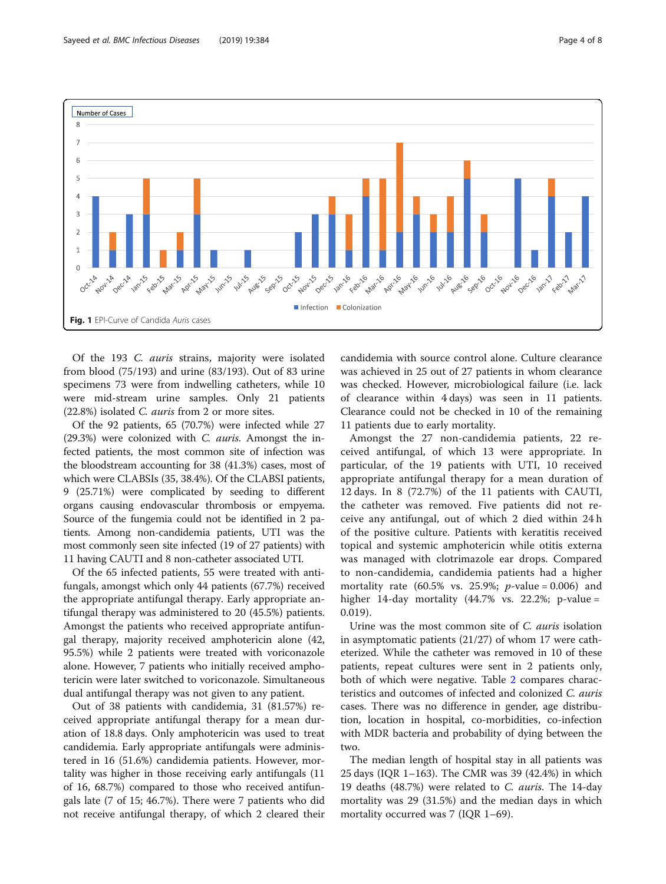Fig. 1 EPI-Curve of Candida *Auris* cases

Of the 193 *C. auris* strains, majority were isolated from blood (75/193) and urine (83/193). Out of 83 urine specimens 73 were from indwelling catheters, while 10 were mid-stream urine samples. Only 21 patients (22.8%) isolated *C. auris* from 2 or more sites.

Of the 92 patients, 65 (70.7%) were infected while 27 (29.3%) were colonized with *C. auris*. Amongst the infected patients, the most common site of infection was the bloodstream accounting for 38 (41.3%) cases, most of which were CLABSIs (35, 38.4%). Of the CLABSI patients, 9 (25.71%) were complicated by seeding to different organs causing endovascular thrombosis or empyema. Source of the fungemia could not be identified in 2 patients. Among non-candidemia patients, UTI was the most commonly seen site infected (19 of 27 patients) with 11 having CAUTI and 8 non-catheter associated UTI.

Of the 65 infected patients, 55 were treated with antifungals, amongst which only 44 patients (67.7%) received the appropriate antifungal therapy. Early appropriate antifungal therapy was administered to 20 (45.5%) patients. Amongst the patients who received appropriate antifungal therapy, majority received amphotericin alone (42, 95.5%) while 2 patients were treated with voriconazole alone. However, 7 patients who initially received amphotericin were later switched to voriconazole. Simultaneous dual antifungal therapy was not given to any patient.

Out of 38 patients with candidemia, 31 (81.57%) received appropriate antifungal therapy for a mean duration of 18.8 days. Only amphotericin was used to treat candidemia. Early appropriate antifungals were administered in 16 (51.6%) candidemia patients. However, mortality was higher in those receiving early antifungals (11 of 16, 68.7%) compared to those who received antifungals late (7 of 15; 46.7%). There were 7 patients who did not receive antifungal therapy, of which 2 cleared their candidemia with source control alone. Culture clearance was achieved in 25 out of 27 patients in whom clearance was checked. However, microbiological failure (i.e. lack of clearance within 4 days) was seen in 11 patients. Clearance could not be checked in 10 of the remaining 11 patients due to early mortality.

Amongst the 27 non-candidemia patients, 22 received antifungal, of which 13 were appropriate. In particular, of the 19 patients with UTI, 10 received appropriate antifungal therapy for a mean duration of 12 days. In 8 (72.7%) of the 11 patients with CAUTI, the catheter was removed. Five patients did not receive any antifungal, out of which 2 died within 24 h of the positive culture. Patients with keratitis received topical and systemic amphotericin while otitis externa was managed with clotrimazole ear drops. Compared to non-candidemia, candidemia patients had a higher mortality rate (60.5% vs. 25.9%; $p$-value = 0.006) and higher 14-day mortality (44.7% vs. 22.2%; p-value = 0.019).

Urine was the most common site of *C. auris* isolation in asymptomatic patients (21/27) of whom 17 were catheterized. While the catheter was removed in 10 of these patients, repeat cultures were sent in 2 patients only, both of which were negative. Table 2 compares characteristics and outcomes of infected and colonized *C. auris* cases. There was no difference in gender, age distribution, location in hospital, co-morbidities, co-infection with MDR bacteria and probability of dying between the two.

The median length of hospital stay in all patients was 25 days (IQR 1–163). The CMR was 39 (42.4%) in which 19 deaths (48.7%) were related to *C. auris*. The 14-day mortality was 29 (31.5%) and the median days in which mortality occurred was 7 (IQR 1–69).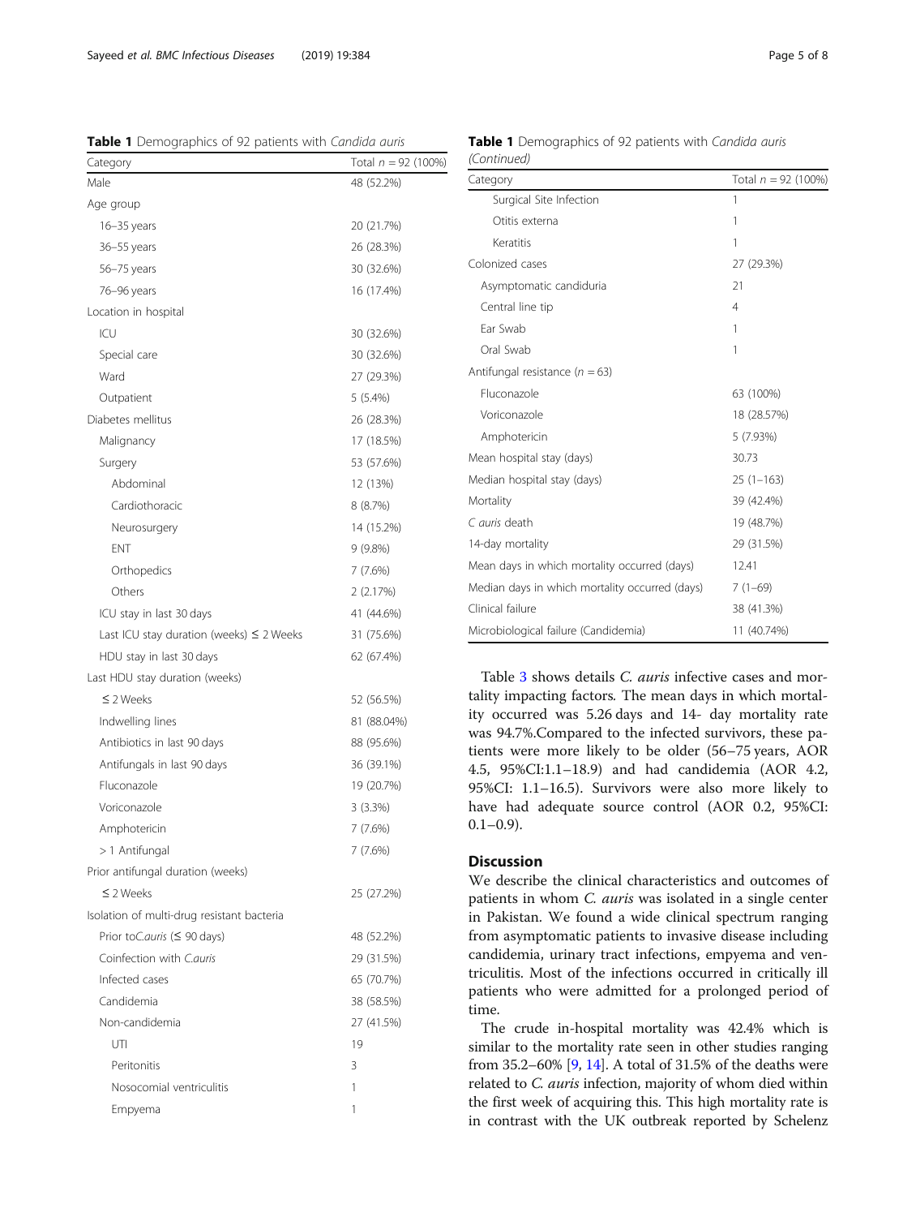**Table 1** Demographics of 92 patients with *Candida auris*

| Category | Total $n = 92$ (100%) |
|---|---|
| Male | 48 (52.2%) |
| Age group | |
| 16–35 years | 20 (21.7%) |
| 36–55 years | 26 (28.3%) |
| 56–75 years | 30 (32.6%) |
| 76–96 years | 16 (17.4%) |
| Location in hospital | |
| ICU | 30 (32.6%) |
| Special care | 30 (32.6%) |
| Ward | 27 (29.3%) |
| Outpatient | 5 (5.4%) |
| Diabetes mellitus | 26 (28.3%) |
| Malignancy | 17 (18.5%) |
| Surgery | 53 (57.6%) |
| Abdominal | 12 (13%) |
| Cardiothoracic | 8 (8.7%) |
| Neurosurgery | 14 (15.2%) |
| ENT | 9 (9.8%) |
| Orthopedics | 7 (7.6%) |
| Others | 2 (2.17%) |
| ICU stay in last 30 days | 41 (44.6%) |
| Last ICU stay duration (weeks) ≤ 2 Weeks | 31 (75.6%) |
| HDU stay in last 30 days | 62 (67.4%) |
| Last HDU stay duration (weeks) | |
| ≤ 2 Weeks | 52 (56.5%) |
| Indwelling lines | 81 (88.04%) |
| Antibiotics in last 90 days | 88 (95.6%) |
| Antifungals in last 90 days | 36 (39.1%) |
| Fluconazole | 19 (20.7%) |
| Voriconazole | 3 (3.3%) |
| Amphotericin | 7 (7.6%) |
| > 1 Antifungal | 7 (7.6%) |
| Prior antifungal duration (weeks) | |
| ≤ 2 Weeks | 25 (27.2%) |
| Isolation of multi-drug resistant bacteria | |
| Prior toC.auris (≤ 90 days) | 48 (52.2%) |
| Coinfection with C.auris | 29 (31.5%) |
| Infected cases | 65 (70.7%) |
| Candidemia | 38 (58.5%) |
| Non-candidemia | 27 (41.5%) |
| UTI | 19 |
| Peritonitis | 3 |
| Nosocomial ventriculitis | 1 |
| Empyema | 1 |
| Surgical Site Infection | 1 |
| Otitis externa | 1 |
| Keratitis | 1 |
| Colonized cases | 27 (29.3%) |
| Asymptomatic candiduria | 21 |
| Central line tip | 4 |
| Ear Swab | 1 |
| Oral Swab | 1 |
| Antifungal resistance ($n = 63$) | |
| Fluconazole | 63 (100%) |
| Voriconazole | 18 (28.57%) |
| Amphotericin | 5 (7.93%) |
| Mean hospital stay (days) | 30.73 |
| Median hospital stay (days) | 25 (1–163) |
| Mortality | 39 (42.4%) |
| C auris death | 19 (48.7%) |
| 14-day mortality | 29 (31.5%) |
| Mean days in which mortality occurred (days) | 12.41 |
| Median days in which mortality occurred (days) | 7 (1–69) |
| Clinical failure | 38 (41.3%) |
| Microbiological failure (Candidemia) | 11 (40.74%) |

Table 3 shows details *C. auris* infective cases and mortality impacting factors. The mean days in which mortality occurred was 5.26 days and 14- day mortality rate was 94.7%.Compared to the infected survivors, these patients were more likely to be older (56–75 years, AOR 4.5, 95%CI:1.1–18.9) and had candidemia (AOR 4.2, 95%CI: 1.1–16.5). Survivors were also more likely to have had adequate source control (AOR 0.2, 95%CI: 0.1–0.9).

## Discussion

We describe the clinical characteristics and outcomes of patients in whom *C. auris* was isolated in a single center in Pakistan. We found a wide clinical spectrum ranging from asymptomatic patients to invasive disease including candidemia, urinary tract infections, empyema and ventriculitis. Most of the infections occurred in critically ill patients who were admitted for a prolonged period of time.

The crude in-hospital mortality was 42.4% which is similar to the mortality rate seen in other studies ranging from 35.2–60% [9, 14]. A total of 31.5% of the deaths were related to *C. auris* infection, majority of whom died within the first week of acquiring this. This high mortality rate is in contrast with the UK outbreak reported by Schelenz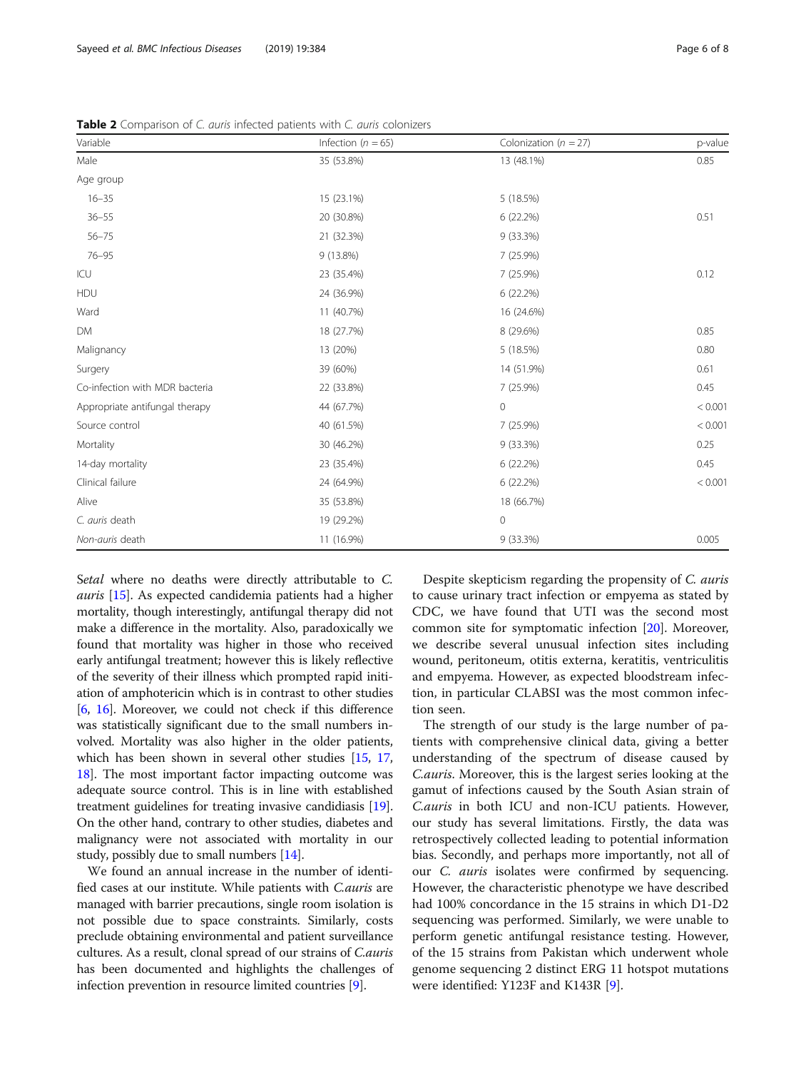**Table 2** Comparison of *C. auris* infected patients with *C. auris* colonizers

| Variable | Infection (*n* = 65) | Colonization (*n* = 27) | p-value |
|---|---|---|---|
| Male | 35 (53.8%) | 13 (48.1%) | 0.85 |
| Age group | | | |
| 16–35 | 15 (23.1%) | 5 (18.5%) | |
| 36–55 | 20 (30.8%) | 6 (22.2%) | 0.51 |
| 56–75 | 21 (32.3%) | 9 (33.3%) | |
| 76–95 | 9 (13.8%) | 7 (25.9%) | |
| ICU | 23 (35.4%) | 7 (25.9%) | 0.12 |
| HDU | 24 (36.9%) | 6 (22.2%) | |
| Ward | 11 (40.7%) | 16 (24.6%) | |
| DM | 18 (27.7%) | 8 (29.6%) | 0.85 |
| Malignancy | 13 (20%) | 5 (18.5%) | 0.80 |
| Surgery | 39 (60%) | 14 (51.9%) | 0.61 |
| Co-infection with MDR bacteria | 22 (33.8%) | 7 (25.9%) | 0.45 |
| Appropriate antifungal therapy | 44 (67.7%) | 0 | < 0.001 |
| Source control | 40 (61.5%) | 7 (25.9%) | < 0.001 |
| Mortality | 30 (46.2%) | 9 (33.3%) | 0.25 |
| 14-day mortality | 23 (35.4%) | 6 (22.2%) | 0.45 |
| Clinical failure | 24 (64.9%) | 6 (22.2%) | < 0.001 |
| Alive | 35 (53.8%) | 18 (66.7%) | |
| *C. auris* death | 19 (29.2%) | 0 | |
| *Non-auris* death | 11 (16.9%) | 9 (33.3%) | 0.005 |

S*etal* where no deaths were directly attributable to *C. auris* [15]. As expected candidemia patients had a higher mortality, though interestingly, antifungal therapy did not make a difference in the mortality. Also, paradoxically we found that mortality was higher in those who received early antifungal treatment; however this is likely reflective of the severity of their illness which prompted rapid initiation of amphotericin which is in contrast to other studies [6, 16]. Moreover, we could not check if this difference was statistically significant due to the small numbers involved. Mortality was also higher in the older patients, which has been shown in several other studies [15, 17, 18]. The most important factor impacting outcome was adequate source control. This is in line with established treatment guidelines for treating invasive candidiasis [19]. On the other hand, contrary to other studies, diabetes and malignancy were not associated with mortality in our study, possibly due to small numbers [14].

We found an annual increase in the number of identified cases at our institute. While patients with *C.auris* are managed with barrier precautions, single room isolation is not possible due to space constraints. Similarly, costs preclude obtaining environmental and patient surveillance cultures. As a result, clonal spread of our strains of *C.auris* has been documented and highlights the challenges of infection prevention in resource limited countries [9].

Despite skepticism regarding the propensity of *C. auris* to cause urinary tract infection or empyema as stated by CDC, we have found that UTI was the second most common site for symptomatic infection [20]. Moreover, we describe several unusual infection sites including wound, peritoneum, otitis externa, keratitis, ventriculitis and empyema. However, as expected bloodstream infection, in particular CLABSI was the most common infection seen.

The strength of our study is the large number of patients with comprehensive clinical data, giving a better understanding of the spectrum of disease caused by *C.auris*. Moreover, this is the largest series looking at the gamut of infections caused by the South Asian strain of *C.auris* in both ICU and non-ICU patients. However, our study has several limitations. Firstly, the data was retrospectively collected leading to potential information bias. Secondly, and perhaps more importantly, not all of our *C. auris* isolates were confirmed by sequencing. However, the characteristic phenotype we have described had 100% concordance in the 15 strains in which D1-D2 sequencing was performed. Similarly, we were unable to perform genetic antifungal resistance testing. However, of the 15 strains from Pakistan which underwent whole genome sequencing 2 distinct ERG 11 hotspot mutations were identified: Y123F and K143R [9].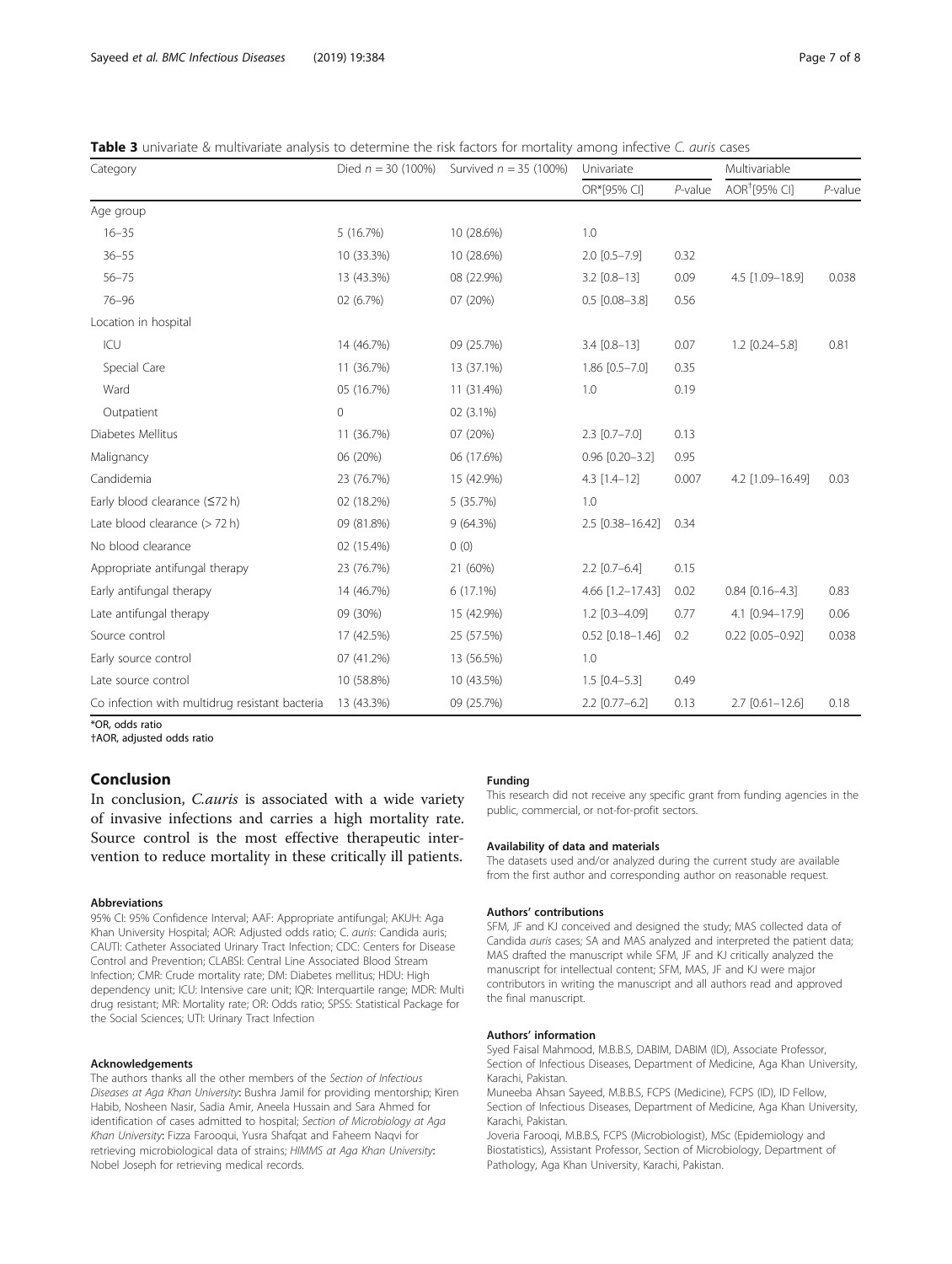**Table 3** univariate & multivariate analysis to determine the risk factors for mortality among infective *C. auris* cases

| Category | Died $n = 30$ (100%) | Survived $n = 35$ (100%) | Univariate | | Multivariable | |
|---|---|---|---|---|---|---|
| | | | OR*[95% CI] | *P*-value | AOR†[95% CI] | *P*-value |
| Age group | | | | | | |
| 16–35 | 5 (16.7%) | 10 (28.6%) | 1.0 | | | |
| 36–55 | 10 (33.3%) | 10 (28.6%) | 2.0 [0.5–7.9] | 0.32 | | |
| 56–75 | 13 (43.3%) | 08 (22.9%) | 3.2 [0.8–13] | 0.09 | 4.5 [1.09–18.9] | 0.038 |
| 76–96 | 02 (6.7%) | 07 (20%) | 0.5 [0.08–3.8] | 0.56 | | |
| Location in hospital | | | | | | |
| ICU | 14 (46.7%) | 09 (25.7%) | 3.4 [0.8–13] | 0.07 | 1.2 [0.24–5.8] | 0.81 |
| Special Care | 11 (36.7%) | 13 (37.1%) | 1.86 [0.5–7.0] | 0.35 | | |
| Ward | 05 (16.7%) | 11 (31.4%) | 1.0 | 0.19 | | |
| Outpatient | 0 | 02 (3.1%) | | | | |
| Diabetes Mellitus | 11 (36.7%) | 07 (20%) | 2.3 [0.7–7.0] | 0.13 | | |
| Malignancy | 06 (20%) | 06 (17.6%) | 0.96 [0.20–3.2] | 0.95 | | |
| Candidemia | 23 (76.7%) | 15 (42.9%) | 4.3 [1.4–12] | 0.007 | 4.2 [1.09–16.49] | 0.03 |
| Early blood clearance (≤72 h) | 02 (18.2%) | 5 (35.7%) | 1.0 | | | |
| Late blood clearance (> 72 h) | 09 (81.8%) | 9 (64.3%) | 2.5 [0.38–16.42] | 0.34 | | |
| No blood clearance | 02 (15.4%) | 0 (0) | | | | |
| Appropriate antifungal therapy | 23 (76.7%) | 21 (60%) | 2.2 [0.7–6.4] | 0.15 | | |
| Early antifungal therapy | 14 (46.7%) | 6 (17.1%) | 4.66 [1.2–17.43] | 0.02 | 0.84 [0.16–4.3] | 0.83 |
| Late antifungal therapy | 09 (30%) | 15 (42.9%) | 1.2 [0.3–4.09] | 0.77 | 4.1 [0.94–17.9] | 0.06 |
| Source control | 17 (42.5%) | 25 (57.5%) | 0.52 [0.18–1.46] | 0.2 | 0.22 [0.05–0.92] | 0.038 |
| Early source control | 07 (41.2%) | 13 (56.5%) | 1.0 | | | |
| Late source control | 10 (58.8%) | 10 (43.5%) | 1.5 [0.4–5.3] | 0.49 | | |
| Co infection with multidrug resistant bacteria | 13 (43.3%) | 09 (25.7%) | 2.2 [0.77–6.2] | 0.13 | 2.7 [0.61–12.6] | 0.18 |

*OR, odds ratio
†AOR, adjusted odds ratio

## Conclusion

In conclusion, *C.auris* is associated with a wide variety of invasive infections and carries a high mortality rate. Source control is the most effective therapeutic intervention to reduce mortality in these critically ill patients.

#### Abbreviations

95% CI: 95% Confidence Interval; AAF: Appropriate antifungal; AKUH: Aga Khan University Hospital; AOR: Adjusted odds ratio; C. *auris*: Candida auris; CAUTI: Catheter Associated Urinary Tract Infection; CDC: Centers for Disease Control and Prevention; CLABSI: Central Line Associated Blood Stream Infection; CMR: Crude mortality rate; DM: Diabetes mellitus; HDU: High dependency unit; ICU: Intensive care unit; IQR: Interquartile range; MDR: Multi drug resistant; MR: Mortality rate; OR: Odds ratio; SPSS: Statistical Package for the Social Sciences; UTI: Urinary Tract Infection

#### Acknowledgements

The authors thanks all the other members of the *Section of Infectious Diseases at Aga Khan University*: Bushra Jamil for providing mentorship; Kiren Habib, Nosheen Nasir, Sadia Amir, Aneela Hussain and Sara Ahmed for identification of cases admitted to hospital; *Section of Microbiology at Aga Khan University*: Fizza Farooqui, Yusra Shafqat and Faheem Naqvi for retrieving microbiological data of strains; *HIMMS at Aga Khan University*: Nobel Joseph for retrieving medical records.

#### Funding

This research did not receive any specific grant from funding agencies in the public, commercial, or not-for-profit sectors.

#### Availability of data and materials

The datasets used and/or analyzed during the current study are available from the first author and corresponding author on reasonable request.

#### Authors' contributions

SFM, JF and KJ conceived and designed the study; MAS collected data of Candida *auris* cases; SA and MAS analyzed and interpreted the patient data; MAS drafted the manuscript while SFM, JF and KJ critically analyzed the manuscript for intellectual content; SFM, MAS, JF and KJ were major contributors in writing the manuscript and all authors read and approved the final manuscript.

#### Authors' information

Syed Faisal Mahmood, M.B.B.S, DABIM, DABIM (ID), Associate Professor, Section of Infectious Diseases, Department of Medicine, Aga Khan University, Karachi, Pakistan.
Muneeba Ahsan Sayeed, M.B.B.S, FCPS (Medicine), FCPS (ID), ID Fellow, Section of Infectious Diseases, Department of Medicine, Aga Khan University, Karachi, Pakistan.
Joveria Farooqi, M.B.B.S, FCPS (Microbiologist), MSc (Epidemiology and Biostatistics), Assistant Professor, Section of Microbiology, Department of Pathology, Aga Khan University, Karachi, Pakistan.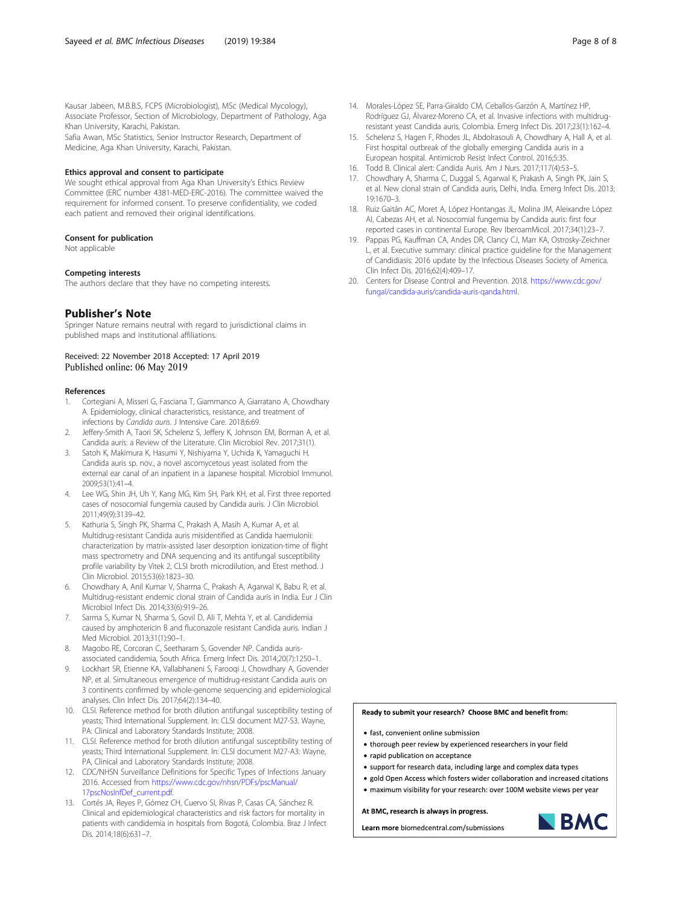Kausar Jabeen, M.B.B.S, FCPS (Microbiologist), MSc (Medical Mycology), Associate Professor, Section of Microbiology, Department of Pathology, Aga Khan University, Karachi, Pakistan.
Safia Awan, MSc Statistics, Senior Instructor Research, Department of Medicine, Aga Khan University, Karachi, Pakistan.

### Ethics approval and consent to participate

We sought ethical approval from Aga Khan University's Ethics Review Committee (ERC number 4381-MED-ERC-2016). The committee waived the requirement for informed consent. To preserve confidentiality, we coded each patient and removed their original identifications.

### Consent for publication

Not applicable

### Competing interests

The authors declare that they have no competing interests.

## Publisher's Note

Springer Nature remains neutral with regard to jurisdictional claims in published maps and institutional affiliations.

Received: 22 November 2018 Accepted: 17 April 2019
Published online: 06 May 2019

### References

1. Cortegiani A, Misseri G, Fasciana T, Giammanco A, Giarratano A, Chowdhary A. Epidemiology, clinical characteristics, resistance, and treatment of infections by *Candida auris*. J Intensive Care. 2018;6:69.
2. Jeffery-Smith A, Taori SK, Schelenz S, Jeffery K, Johnson EM, Borman A, et al. Candida auris: a Review of the Literature. Clin Microbiol Rev. 2017;31(1).
3. Satoh K, Makimura K, Hasumi Y, Nishiyama Y, Uchida K, Yamaguchi H. Candida auris sp. nov., a novel ascomycetous yeast isolated from the external ear canal of an inpatient in a Japanese hospital. Microbiol Immunol. 2009;53(1):41–4.
4. Lee WG, Shin JH, Uh Y, Kang MG, Kim SH, Park KH, et al. First three reported cases of nosocomial fungemia caused by Candida auris. J Clin Microbiol. 2011;49(9):3139–42.
5. Kathuria S, Singh PK, Sharma C, Prakash A, Masih A, Kumar A, et al. Multidrug-resistant Candida auris misidentified as Candida haemulonii: characterization by matrix-assisted laser desorption ionization-time of flight mass spectrometry and DNA sequencing and its antifungal susceptibility profile variability by Vitek 2, CLSI broth microdilution, and Etest method. J Clin Microbiol. 2015;53(6):1823–30.
6. Chowdhary A, Anil Kumar V, Sharma C, Prakash A, Agarwal K, Babu R, et al. Multidrug-resistant endemic clonal strain of Candida auris in India. Eur J Clin Microbiol Infect Dis. 2014;33(6):919–26.
7. Sarma S, Kumar N, Sharma S, Govil D, Ali T, Mehta Y, et al. Candidemia caused by amphotericin B and fluconazole resistant Candida auris. Indian J Med Microbiol. 2013;31(1):90–1.
8. Magobo RE, Corcoran C, Seetharam S, Govender NP. Candida auris-associated candidemia, South Africa. Emerg Infect Dis. 2014;20(7):1250–1.
9. Lockhart SR, Etienne KA, Vallabhaneni S, Farooqi J, Chowdhary A, Govender NP, et al. Simultaneous emergence of multidrug-resistant Candida auris on 3 continents confirmed by whole-genome sequencing and epidemiological analyses. Clin Infect Dis. 2017;64(2):134–40.
10. CLSI. Reference method for broth dilution antifungal susceptibility testing of yeasts; Third International Supplement. In: CLSI document M27-S3. Wayne, PA: Clinical and Laboratory Standards Institute; 2008.
11. CLSI. Reference method for broth dilution antifungal susceptibility testing of yeasts; Third International Supplement. In: CLSI document M27-A3: Wayne, PA, Clinical and Laboratory Standards Institute; 2008.
12. CDC/NHSN Surveillance Definitions for Specific Types of Infections January 2016. Accessed from https://www.cdc.gov/nhsn/PDFs/pscManual/17pscNosInfDef_current.pdf.
13. Cortés JA, Reyes P, Gómez CH, Cuervo SI, Rivas P, Casas CA, Sánchez R. Clinical and epidemiological characteristics and risk factors for mortality in patients with candidemia in hospitals from Bogotá, Colombia. Braz J Infect Dis. 2014;18(6):631–7.
14. Morales-López SE, Parra-Giraldo CM, Ceballos-Garzón A, Martínez HP, Rodríguez GJ, Álvarez-Moreno CA, et al. Invasive infections with multidrug-resistant yeast Candida auris, Colombia. Emerg Infect Dis. 2017;23(1):162–4.
15. Schelenz S, Hagen F, Rhodes JL, Abdolrasouli A, Chowdhary A, Hall A, et al. First hospital outbreak of the globally emerging Candida auris in a European hospital. Antimicrob Resist Infect Control. 2016;5:35.
16. Todd B. Clinical alert: Candida Auris. Am J Nurs. 2017;117(4):53–5.
17. Chowdhary A, Sharma C, Duggal S, Agarwal K, Prakash A, Singh PK, Jain S, et al. New clonal strain of Candida auris, Delhi, India. Emerg Infect Dis. 2013;19:1670–3.
18. Ruiz Gaitán AC, Moret A, López Hontangas JL, Molina JM, Aleixandre López AI, Cabezas AH, et al. Nosocomial fungemia by Candida auris: first four reported cases in continental Europe. Rev IberoamMicol. 2017;34(1):23–7.
19. Pappas PG, Kauffman CA, Andes DR, Clancy CJ, Marr KA, Ostrosky-Zeichner L, et al. Executive summary: clinical practice guideline for the Management of Candidiasis: 2016 update by the Infectious Diseases Society of America. Clin Infect Dis. 2016;62(4):409–17.
20. Centers for Disease Control and Prevention. 2018. https://www.cdc.gov/fungal/candida-auris/candida-auris-qanda.html.